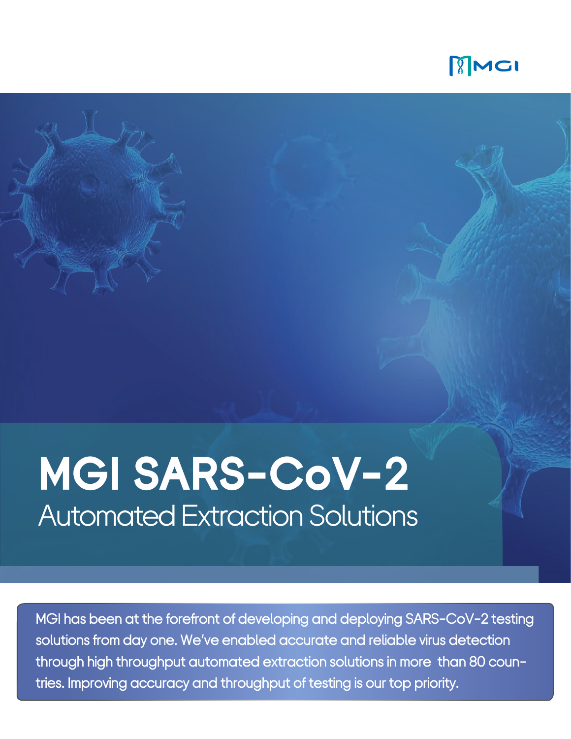MGI

# MGI SARS-CoV-2

## Automated Extraction Solutions

MGI has been at the forefront of developing and deploying SARS-CoV-2 testing solutions from day one. We've enabled accurate and reliable virus detection through high throughput automated extraction solutions in more than 80 countries. Improving accuracy and throughput of testing is our top priority.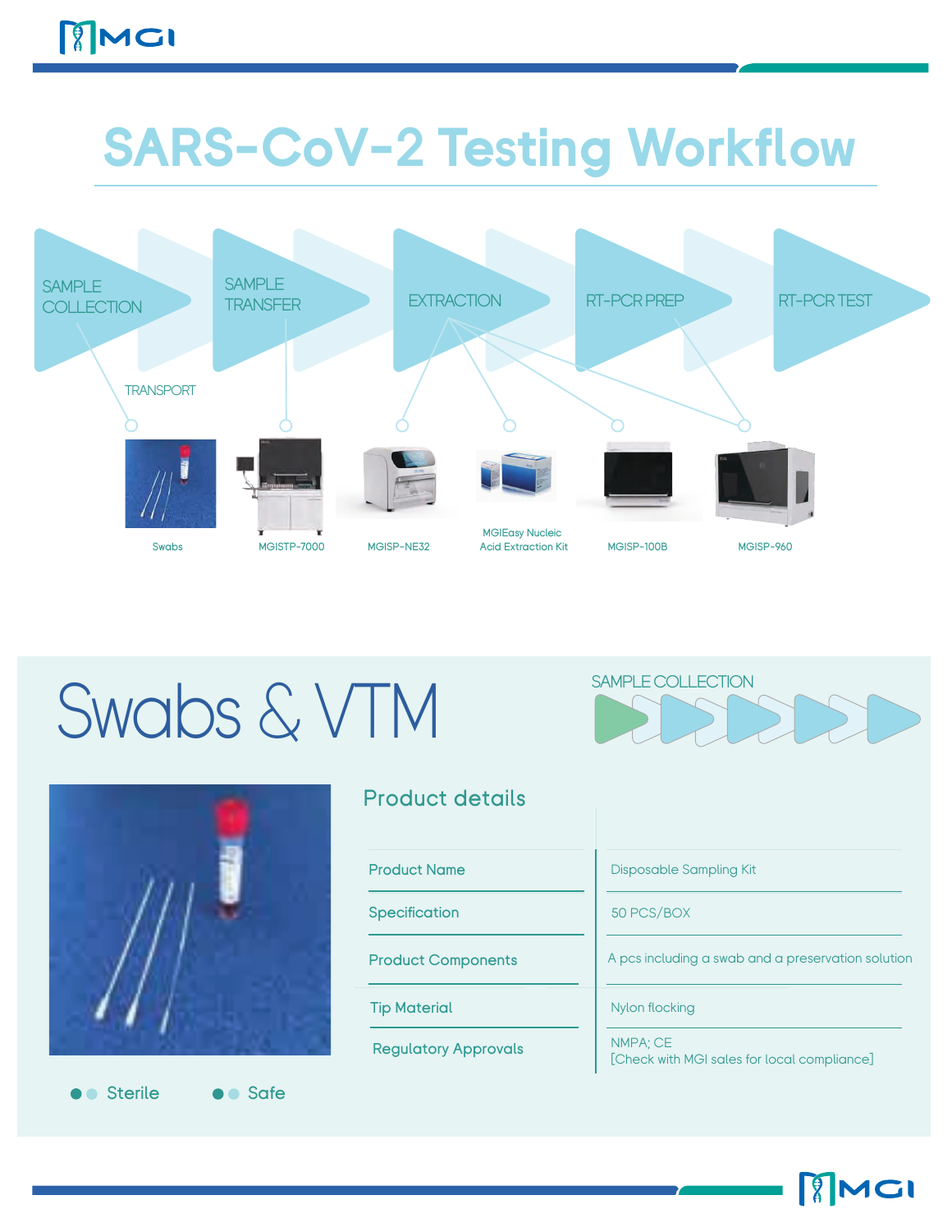# SARS-CoV-2 Testing Workflow

SAMPLE COLLECTION → SAMPLE TRANSFER → EXTRACTION → RT-PCR PREP → RT-PCR TEST

TRANSPORT

Swabs | MGISTP-7000 | MGISP-NE32 | MGIEasy Nucleic Acid Extraction Kit | MGISP-100B | MGISP-960

# Swabs & VTM

SAMPLE COLLECTION

## Product details

| | |
|---|---|
| Product Name | Disposable Sampling Kit |
| Specification | 50 PCS/BOX |
| Product Components | A pcs including a swab and a preservation solution |
| Tip Material | Nylon flocking |
| Regulatory Approvals | NMPA; CE<br>[Check with MGI sales for local compliance] |

- Sterile
- Safe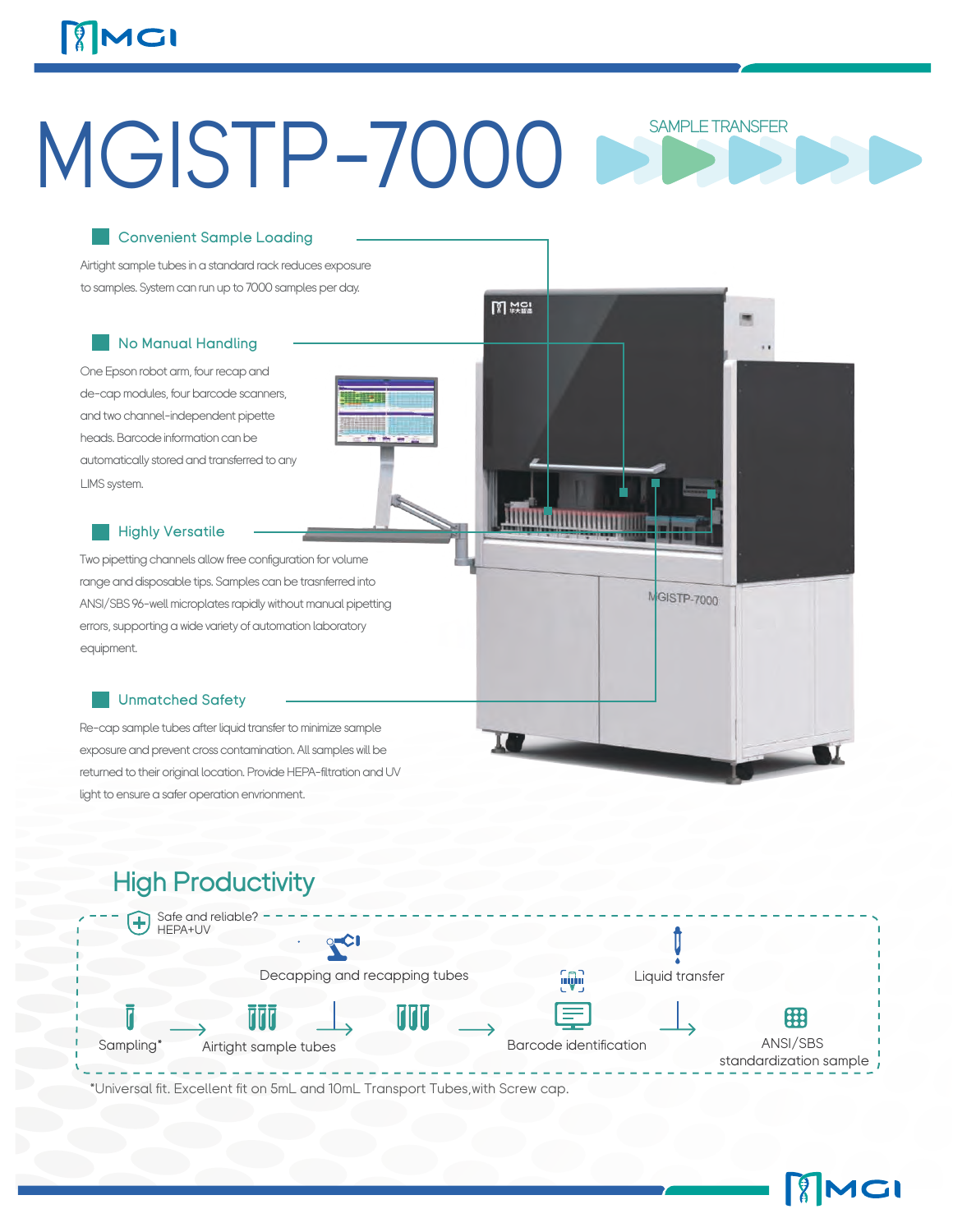# MGISTP-7000

SAMPLE TRANSFER

### Convenient Sample Loading

Airtight sample tubes in a standard rack reduces exposure to samples. System can run up to 7000 samples per day.

### No Manual Handling

One Epson robot arm, four recap and de-cap modules, four barcode scanners, and two channel-independent pipette heads. Barcode information can be automatically stored and transferred to any LIMS system.

### Highly Versatile

Two pipetting channels allow free configuration for volume range and disposable tips. Samples can be trasnferred into ANSI/SBS 96-well microplates rapidly without manual pipetting errors, supporting a wide variety of automation laboratory equipment.

### Unmatched Safety

Re-cap sample tubes after liquid transfer to minimize sample exposure and prevent cross contamination. All samples will be returned to their original location. Provide HEPA-filtration and UV light to ensure a safer operation envrionment.

## High Productivity

Safe and reliable? HEPA+UV

Sampling* → Airtight sample tubes → Decapping and recapping tubes → Barcode identification → Liquid transfer → ANSI/SBS standardization sample

*Universal fit. Excellent fit on 5mL and 10mL Transport Tubes,with Screw cap.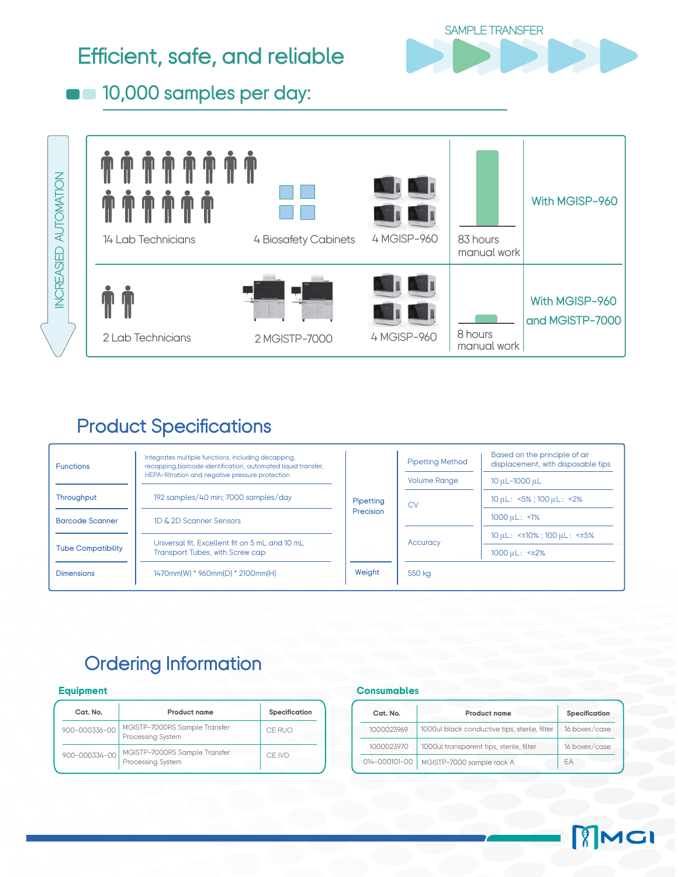# Efficient, safe, and reliable

SAMPLE TRANSFER

## 10,000 samples per day:

INCREASED AUTOMATION

| | | | | |
|---|---|---|---|---|
| 14 Lab Technicians | 4 Biosafety Cabinets | 4 MGISP-960 | 83 hours manual work | With MGISP-960 |
| 2 Lab Technicians | 2 MGISTP-7000 | 4 MGISP-960 | 8 hours manual work | With MGISP-960 and MGISTP-7000 |

## Product Specifications

| | | | | |
|---|---|---|---|---|
| Functions | Integrates multiple functions, including decapping, recapping,barcode identification, automated liquid transfer, HEPA-filtration and negative pressure protection | Pipetting Precision | Pipetting Method | Based on the principle of air displacement, with disposable tips |
| Throughput | 192 samples/40 min; 7000 samples/day | | Volume Range | 10 µL-1000 µL |
| Barcode Scanner | 1D & 2D Scanner Sensors | | CV | 10 µL: <5% ; 100 µL: <2% |
| | | | | 1000 µL: <1% |
| Tube Compatibility | Universal fit. Excellent fit on 5 mL and 10 mL Transport Tubes, with Screw cap | | Accuracy | 10 µL: <±10% ; 100 µL: <±5% |
| | | | | 1000 µL: <±2% |
| Dimensions | 1470mm(W) * 960mm(D) * 2100mm(H) | Weight | 550 kg | |

## Ordering Information

### Equipment

| Cat. No. | Product name | Specification |
|---|---|---|
| 900-000336-00 | MGISTP-7000RS Sample Transfer Processing System | CE RUO |
| 900-000334-00 | MGISTP-7000RS Sample Transfer Processing System | CE IVD |

### Consumables

| Cat. No. | Product name | Specification |
|---|---|---|
| 1000023969 | 1000ul black conductive tips, sterile, filter | 16 boxes/case |
| 1000023970 | 1000ul transparent tips, sterile, filter | 16 boxes/case |
| 014-000101-00 | MGISTP-7000 sample rack A | EA |

MGI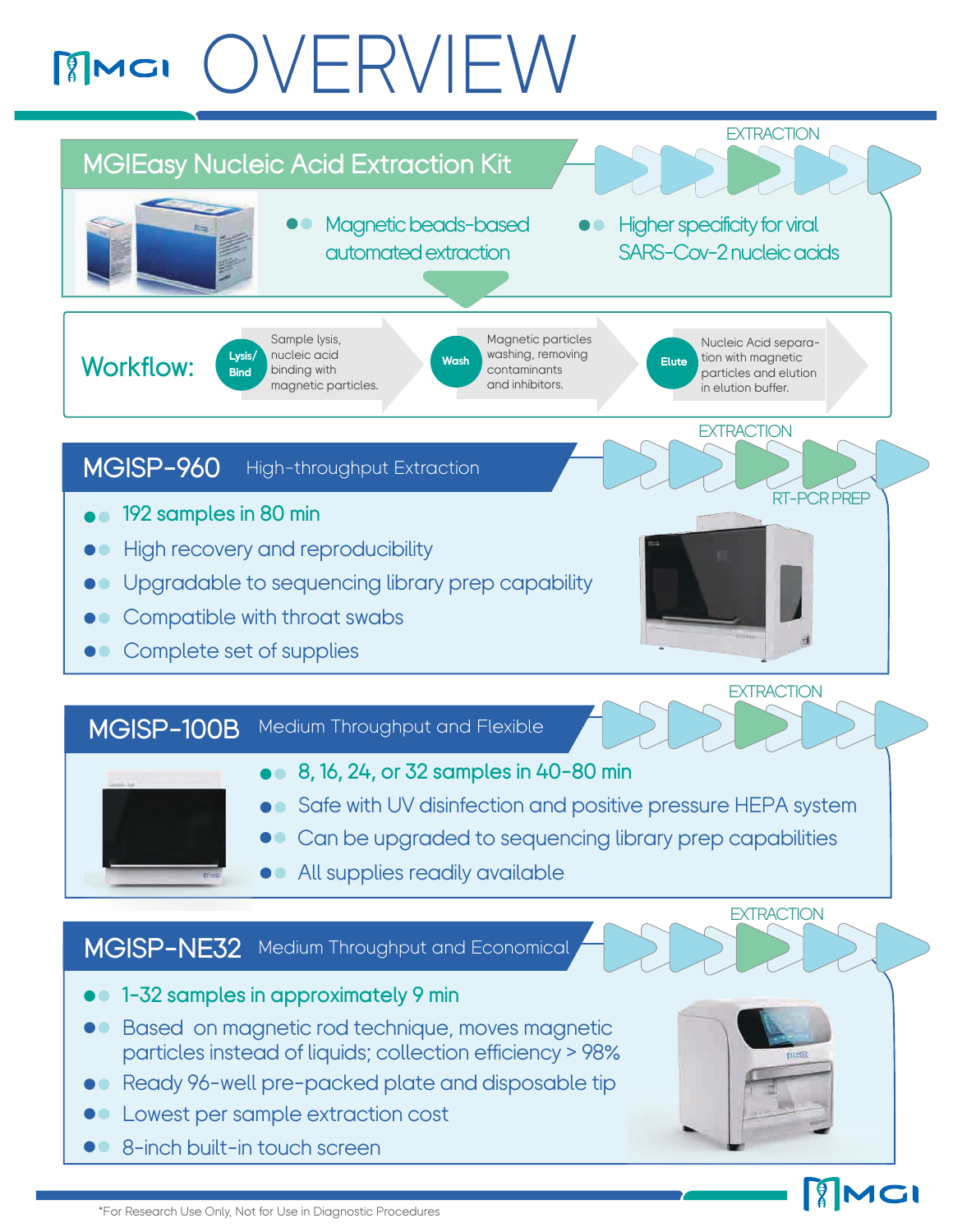# OVERVIEW

## MGIEasy Nucleic Acid Extraction Kit

EXTRACTION

- Magnetic beads-based automated extraction
- Higher specificity for viral SARS-Cov-2 nucleic acids

**Workflow:**

- **Lysis/Bind**: Sample lysis, nucleic acid binding with magnetic particles.
- **Wash**: Magnetic particles washing, removing contaminants and inhibitors.
- **Elute**: Nucleic Acid separation with magnetic particles and elution in elution buffer.

## MGISP-960 High-throughput Extraction

EXTRACTION

RT-PCR PREP

- 192 samples in 80 min
- High recovery and reproducibility
- Upgradable to sequencing library prep capability
- Compatible with throat swabs
- Complete set of supplies

## MGISP-100B Medium Throughput and Flexible

EXTRACTION

- 8, 16, 24, or 32 samples in 40-80 min
- Safe with UV disinfection and positive pressure HEPA system
- Can be upgraded to sequencing library prep capabilities
- All supplies readily available

## MGISP-NE32 Medium Throughput and Economical

EXTRACTION

- 1-32 samples in approximately 9 min
- Based on magnetic rod technique, moves magnetic particles instead of liquids; collection efficiency > 98%
- Ready 96-well pre-packed plate and disposable tip
- Lowest per sample extraction cost
- 8-inch built-in touch screen

*For Research Use Only, Not for Use in Diagnostic Procedures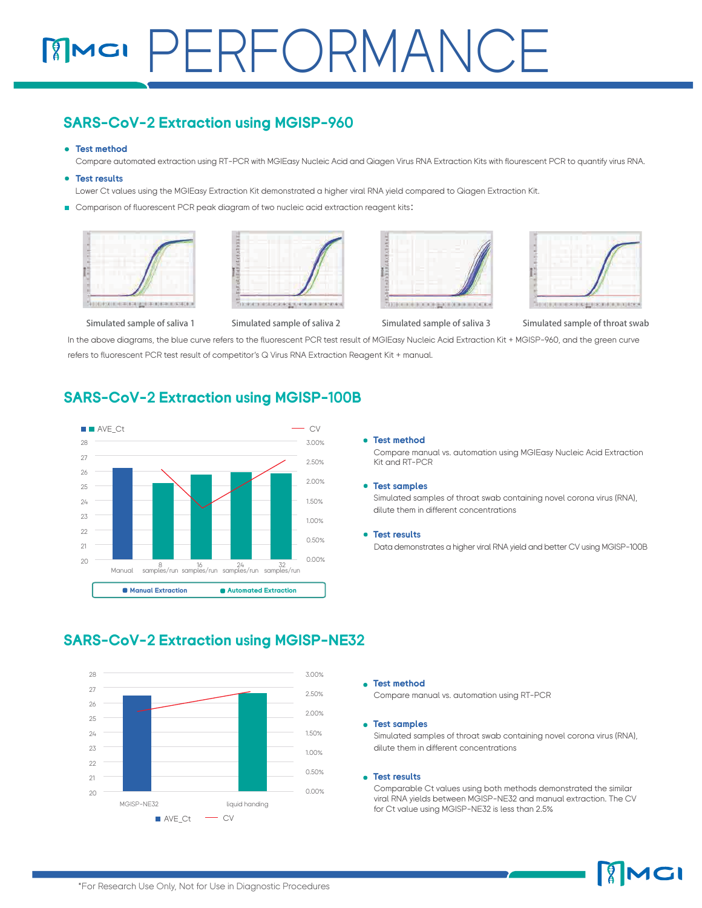# PERFORMANCE

## SARS-CoV-2 Extraction using MGISP-960

- **Test method**

  Compare automated extraction using RT-PCR with MGIEasy Nucleic Acid and Qiagen Virus RNA Extraction Kits with flourescent PCR to quantify virus RNA.

- **Test results**

  Lower Ct values using the MGIEasy Extraction Kit demonstrated a higher viral RNA yield compared to Qiagen Extraction Kit.

- Comparison of fluorescent PCR peak diagram of two nucleic acid extraction reagent kits:

Simulated sample of saliva 1 | Simulated sample of saliva 2 | Simulated sample of saliva 3 | Simulated sample of throat swab

In the above diagrams, the blue curve refers to the fluorescent PCR test result of MGIEasy Nucleic Acid Extraction Kit + MGISP-960, and the green curve refers to fluorescent PCR test result of competitor's Q Virus RNA Extraction Reagent Kit + manual.

## SARS-CoV-2 Extraction using MGISP-100B

AVE_Ct — CV

Manual | 8 samples/run | 16 samples/run | 24 samples/run | 32 samples/run

Manual Extraction | Automated Extraction

- **Test method**

  Compare manual vs. automation using MGIEasy Nucleic Acid Extraction Kit and RT-PCR

- **Test samples**

  Simulated samples of throat swab containing novel corona virus (RNA), dilute them in different concentrations

- **Test results**

  Data demonstrates a higher viral RNA yield and better CV using MGISP-100B

## SARS-CoV-2 Extraction using MGISP-NE32

MGISP-NE32 | liquid handing

AVE_Ct — CV

- **Test method**

  Compare manual vs. automation using RT-PCR

- **Test samples**

  Simulated samples of throat swab containing novel corona virus (RNA), dilute them in different concentrations

- **Test results**

  Comparable Ct values using both methods demonstrated the similar viral RNA yields between MGISP-NE32 and manual extraction. The CV for Ct value using MGISP-NE32 is less than 2.5%

*For Research Use Only, Not for Use in Diagnostic Procedures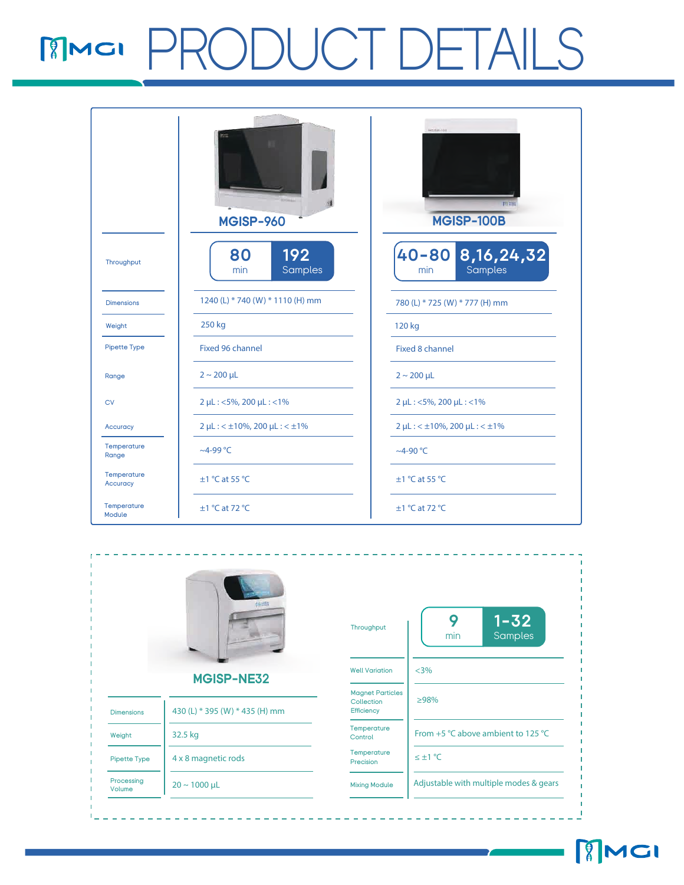# PRODUCT DETAILS

| | MGISP-960 | MGISP-100B |
|---|---|---|
| Throughput | 80 min / 192 Samples | 40-80 min / 8,16,24,32 Samples |
| Dimensions | 1240 (L) * 740 (W) * 1110 (H) mm | 780 (L) * 725 (W) * 777 (H) mm |
| Weight | 250 kg | 120 kg |
| Pipette Type | Fixed 96 channel | Fixed 8 channel |
| Range | 2 ~ 200 μL | 2 ~ 200 μL |
| CV | 2 μL : <5%, 200 μL : <1% | 2 μL : <5%, 200 μL : <1% |
| Accuracy | 2 μL : < ±10%, 200 μL : < ±1% | 2 μL : < ±10%, 200 μL : < ±1% |
| Temperature Range | ~4-99 °C | ~4-90 °C |
| Temperature Accuracy | ±1 °C at 55 °C | ±1 °C at 55 °C |
| Temperature Module | ±1 °C at 72 °C | ±1 °C at 72 °C |

## MGISP-NE32

| | |
|---|---|
| Dimensions | 430 (L) * 395 (W) * 435 (H) mm |
| Weight | 32.5 kg |
| Pipette Type | 4 x 8 magnetic rods |
| Processing Volume | 20 ~ 1000 μL |

| | |
|---|---|
| Throughput | 9 min / 1-32 Samples |
| Well Variation | <3% |
| Magnet Particles Collection Efficiency | ≥98% |
| Temperature Control | From +5 °C above ambient to 125 °C |
| Temperature Precision | ≤ ±1 °C |
| Mixing Module | Adjustable with multiple modes & gears |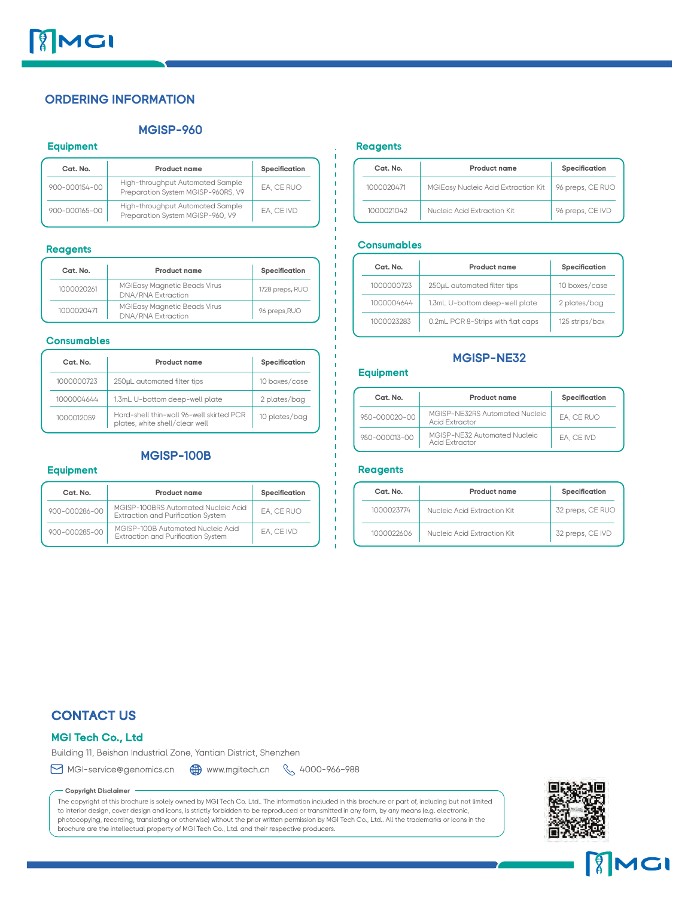## ORDERING INFORMATION

### MGISP-960

#### Equipment

| Cat. No. | Product name | Specification |
|---|---|---|
| 900-000154-00 | High-throughput Automated Sample Preparation System MGISP-960RS, V9 | EA, CE RUO |
| 900-000165-00 | High-throughput Automated Sample Preparation System MGISP-960, V9 | EA, CE IVD |

#### Reagents

| Cat. No. | Product name | Specification |
|---|---|---|
| 1000020261 | MGIEasy Magnetic Beads Virus DNA/RNA Extraction | 1728 preps, RUO |
| 1000020471 | MGIEasy Magnetic Beads Virus DNA/RNA Extraction | 96 preps,RUO |

#### Consumables

| Cat. No. | Product name | Specification |
|---|---|---|
| 1000000723 | 250μL automated filter tips | 10 boxes/case |
| 1000004644 | 1.3mL U-bottom deep-well plate | 2 plates/bag |
| 1000012059 | Hard-shell thin-wall 96-well skirted PCR plates, white shell/clear well | 10 plates/bag |

### MGISP-100B

#### Equipment

| Cat. No. | Product name | Specification |
|---|---|---|
| 900-000286-00 | MGISP-100BRS Automated Nucleic Acid Extraction and Purification System | EA, CE RUO |
| 900-000285-00 | MGISP-100B Automated Nucleic Acid Extraction and Purification System | EA, CE IVD |

#### Reagents

| Cat. No. | Product name | Specification |
|---|---|---|
| 1000020471 | MGIEasy Nucleic Acid Extraction Kit | 96 preps, CE RUO |
| 1000021042 | Nucleic Acid Extraction Kit | 96 preps, CE IVD |

#### Consumables

| Cat. No. | Product name | Specification |
|---|---|---|
| 1000000723 | 250μL automated filter tips | 10 boxes/case |
| 1000004644 | 1.3mL U-bottom deep-well plate | 2 plates/bag |
| 1000023283 | 0.2mL PCR 8-Strips with flat caps | 125 strips/box |

### MGISP-NE32

#### Equipment

| Cat. No. | Product name | Specification |
|---|---|---|
| 950-000020-00 | MGISP-NE32RS Automated Nucleic Acid Extractor | EA, CE RUO |
| 950-000013-00 | MGISP-NE32 Automated Nucleic Acid Extractor | EA, CE IVD |

#### Reagents

| Cat. No. | Product name | Specification |
|---|---|---|
| 1000023774 | Nucleic Acid Extraction Kit | 32 preps, CE RUO |
| 1000022606 | Nucleic Acid Extraction Kit | 32 preps, CE IVD |

## CONTACT US

### MGI Tech Co., Ltd

Building 11, Beishan Industrial Zone, Yantian District, Shenzhen

MGI-service@genomics.cn  www.mgitech.cn  4000-966-988

**Copyright Disclaimer**

The copyright of this brochure is solely owned by MGI Tech Co. Ltd.. The information included in this brochure or part of, including but not limited to interior design, cover design and icons, is strictly forbidden to be reproduced or transmitted in any form, by any means (e.g. electronic, photocopying, recording, translating or otherwise) without the prior written permission by MGI Tech Co., Ltd.. All the trademarks or icons in the brochure are the intellectual property of MGI Tech Co., Ltd. and their respective producers.